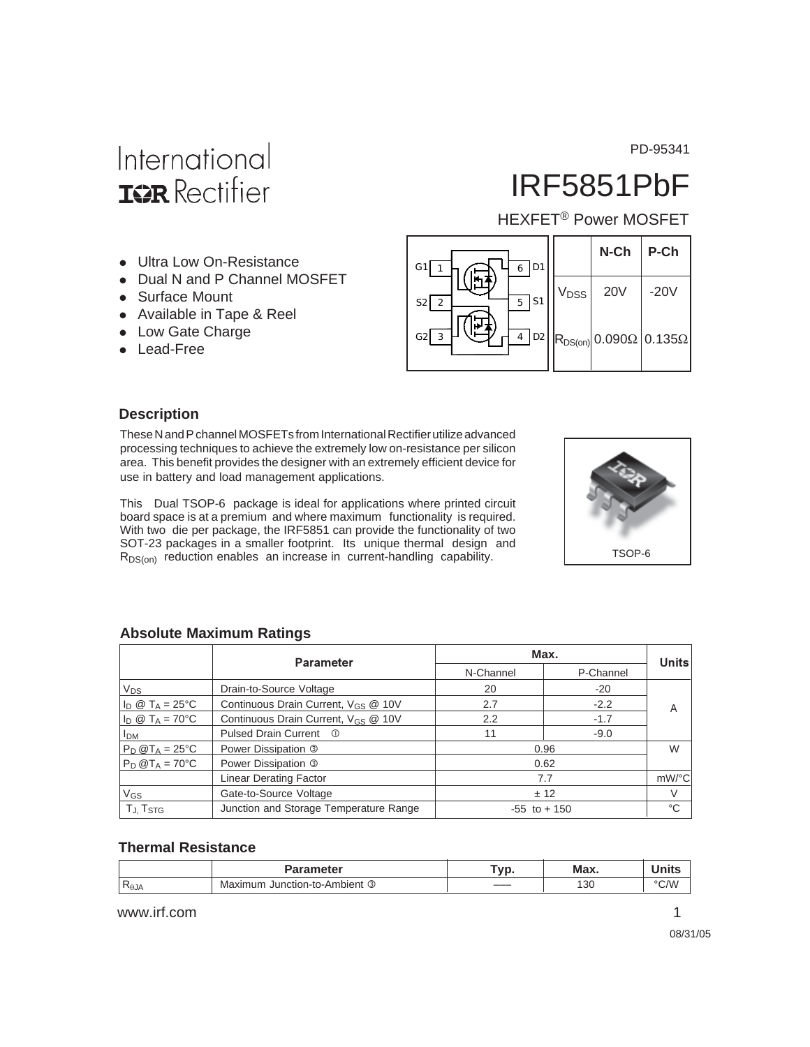PD-95341

International
IOR Rectifier

# IRF5851PbF

HEXFET® Power MOSFET

- Ultra Low On-Resistance
- Dual N and P Channel MOSFET
- Surface Mount
- Available in Tape & Reel
- Low Gate Charge
- Lead-Free

G1 1, S2 2, G2 3, D2 4, S1 5, D1 6

| | N-Ch | P-Ch |
|---|---|---|
| $V_{DSS}$ | 20V | -20V |
| $R_{DS(on)}$ | 0.090Ω | 0.135Ω |

## Description

These N and P channel MOSFETs from International Rectifier utilize advanced processing techniques to achieve the extremely low on-resistance per silicon area. This benefit provides the designer with an extremely efficient device for use in battery and load management applications.

This Dual TSOP-6 package is ideal for applications where printed circuit board space is at a premium and where maximum functionality is required. With two die per package, the IRF5851 can provide the functionality of two SOT-23 packages in a smaller footprint. Its unique thermal design and $R_{DS(on)}$ reduction enables an increase in current-handling capability.

TSOP-6

## Absolute Maximum Ratings

| | Parameter | Max. | | Units |
|---|---|---|---|---|
| | | N-Channel | P-Channel | |
| $V_{DS}$ | Drain-to-Source Voltage | 20 | -20 | |
| $I_D$ @ $T_A = 25°C$ | Continuous Drain Current, $V_{GS}$ @ 10V | 2.7 | -2.2 | A |
| $I_D$ @ $T_A = 70°C$ | Continuous Drain Current, $V_{GS}$ @ 10V | 2.2 | -1.7 | |
| $I_{DM}$ | Pulsed Drain Current ① | 11 | -9.0 | |
| $P_D$ @$T_A = 25°C$ | Power Dissipation ③ | 0.96 | | W |
| $P_D$ @$T_A = 70°C$ | Power Dissipation ③ | 0.62 | | |
| | Linear Derating Factor | 7.7 | | mW/°C |
| $V_{GS}$ | Gate-to-Source Voltage | ± 12 | | V |
| $T_J, T_{STG}$ | Junction and Storage Temperature Range | -55 to + 150 | | °C |

## Thermal Resistance

| | Parameter | Typ. | Max. | Units |
|---|---|---|---|---|
| $R_{θJA}$ | Maximum Junction-to-Ambient ③ | —— | 130 | °C/W |

www.irf.com

08/31/05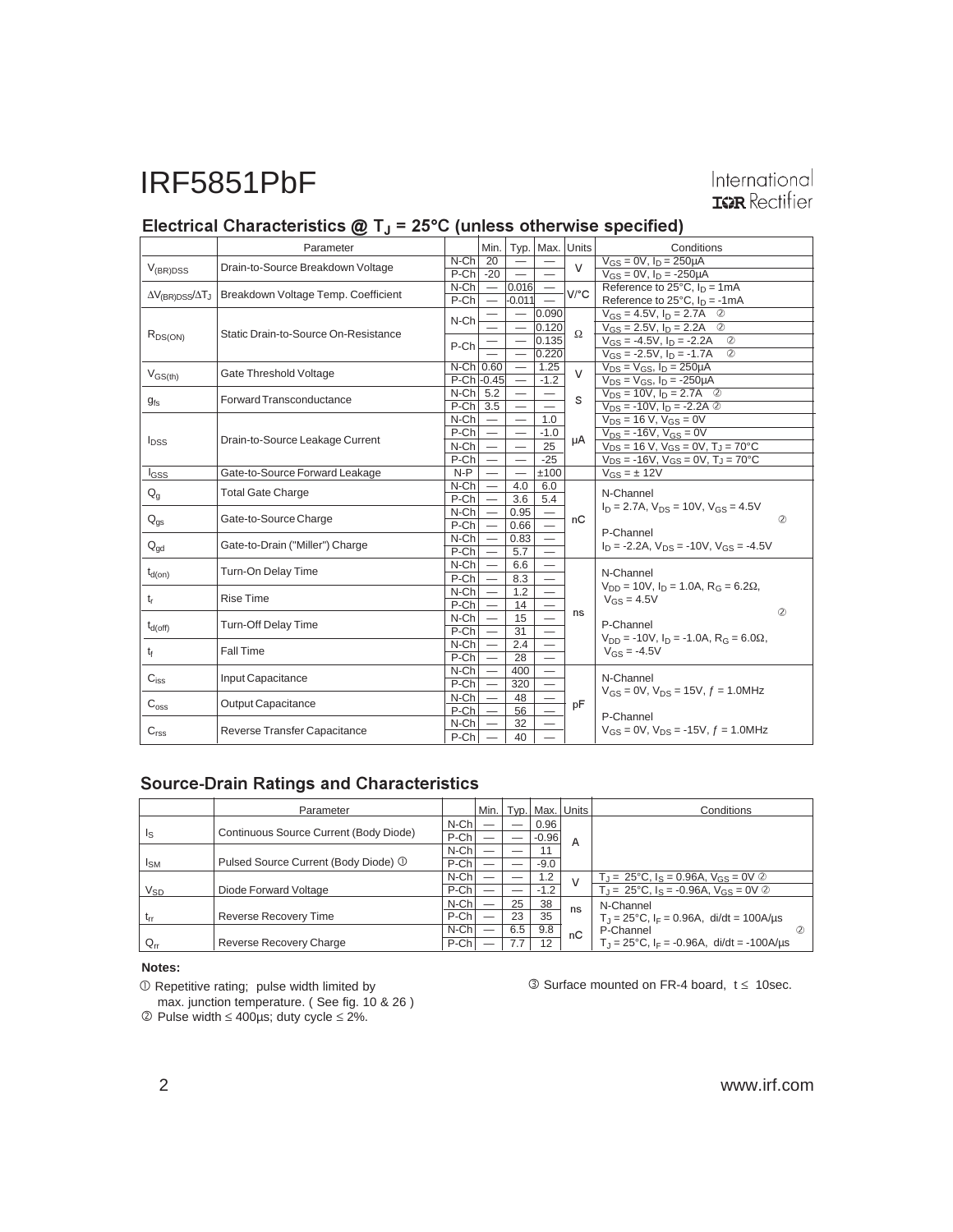## Electrical Characteristics @ $T_J$ = 25°C (unless otherwise specified)

| | Parameter | | Min. | Typ. | Max. | Units | Conditions |
|---|---|---|---|---|---|---|---|
| $V_{(BR)DSS}$ | Drain-to-Source Breakdown Voltage | N-Ch | 20 | — | — | V | $V_{GS}$ = 0V, $I_D$ = 250µA |
| | | P-Ch | -20 | — | — | | $V_{GS}$ = 0V, $I_D$ = -250µA |
| $\Delta V_{(BR)DSS}/\Delta T_J$ | Breakdown Voltage Temp. Coefficient | N-Ch | — | 0.016 | — | V/°C | Reference to 25°C, $I_D$ = 1mA |
| | | P-Ch | — | -0.011 | — | | Reference to 25°C, $I_D$ = -1mA |
| $R_{DS(ON)}$ | Static Drain-to-Source On-Resistance | N-Ch | — | — | 0.090 | Ω | $V_{GS}$ = 4.5V, $I_D$ = 2.7A ② |
| | | | — | — | 0.120 | | $V_{GS}$ = 2.5V, $I_D$ = 2.2A ② |
| | | P-Ch | — | — | 0.135 | | $V_{GS}$ = -4.5V, $I_D$ = -2.2A ② |
| | | | — | — | 0.220 | | $V_{GS}$ = -2.5V, $I_D$ = -1.7A ② |
| $V_{GS(th)}$ | Gate Threshold Voltage | N-Ch | 0.60 | — | 1.25 | V | $V_{DS}$ = $V_{GS}$, $I_D$ = 250µA |
| | | P-Ch | -0.45 | — | -1.2 | | $V_{DS}$ = $V_{GS}$, $I_D$ = -250µA |
| $g_{fs}$ | Forward Transconductance | N-Ch | 5.2 | — | — | S | $V_{DS}$ = 10V, $I_D$ = 2.7A ② |
| | | P-Ch | 3.5 | — | — | | $V_{DS}$ = -10V, $I_D$ = -2.2A ② |
| $I_{DSS}$ | Drain-to-Source Leakage Current | N-Ch | — | — | 1.0 | µA | $V_{DS}$ = 16 V, $V_{GS}$ = 0V |
| | | P-Ch | — | — | -1.0 | | $V_{DS}$ = -16V, $V_{GS}$ = 0V |
| | | N-Ch | — | — | 25 | | $V_{DS}$ = 16 V, $V_{GS}$ = 0V, $T_J$ = 70°C |
| | | P-Ch | — | — | -25 | | $V_{DS}$ = -16V, $V_{GS}$ = 0V, $T_J$ = 70°C |
| $I_{GSS}$ | Gate-to-Source Forward Leakage | N-P | — | — | ±100 | | $V_{GS}$ = ± 12V |
| $Q_g$ | Total Gate Charge | N-Ch | — | 4.0 | 6.0 | nC | N-Channel<br>$I_D$ = 2.7A, $V_{DS}$ = 10V, $V_{GS}$ = 4.5V ② |
| | | P-Ch | — | 3.6 | 5.4 | | |
| $Q_{gs}$ | Gate-to-Source Charge | N-Ch | — | 0.95 | — | | |
| | | P-Ch | — | 0.66 | — | | P-Channel<br>$I_D$ = -2.2A, $V_{DS}$ = -10V, $V_{GS}$ = -4.5V |
| $Q_{gd}$ | Gate-to-Drain ("Miller") Charge | N-Ch | — | 0.83 | — | | |
| | | P-Ch | — | 5.7 | — | | |
| $t_{d(on)}$ | Turn-On Delay Time | N-Ch | — | 6.6 | — | ns | N-Channel<br>$V_{DD}$ = 10V, $I_D$ = 1.0A, $R_G$ = 6.2Ω, $V_{GS}$ = 4.5V ② |
| | | P-Ch | — | 8.3 | — | | |
| $t_r$ | Rise Time | N-Ch | — | 1.2 | — | | |
| | | P-Ch | — | 14 | — | | |
| $t_{d(off)}$ | Turn-Off Delay Time | N-Ch | — | 15 | — | | P-Channel<br>$V_{DD}$ = -10V, $I_D$ = -1.0A, $R_G$ = 6.0Ω, $V_{GS}$ = -4.5V |
| | | P-Ch | — | 31 | — | | |
| $t_f$ | Fall Time | N-Ch | — | 2.4 | — | | |
| | | P-Ch | — | 28 | — | | |
| $C_{iss}$ | Input Capacitance | N-Ch | — | 400 | — | pF | N-Channel<br>$V_{GS}$ = 0V, $V_{DS}$ = 15V, $f$ = 1.0MHz |
| | | P-Ch | — | 320 | — | | |
| $C_{oss}$ | Output Capacitance | N-Ch | — | 48 | — | | |
| | | P-Ch | — | 56 | — | | P-Channel<br>$V_{GS}$ = 0V, $V_{DS}$ = -15V, $f$ = 1.0MHz |
| $C_{rss}$ | Reverse Transfer Capacitance | N-Ch | — | 32 | — | | |
| | | P-Ch | — | 40 | — | | |

## Source-Drain Ratings and Characteristics

| | Parameter | | Min. | Typ. | Max. | Units | Conditions |
|---|---|---|---|---|---|---|---|
| $I_S$ | Continuous Source Current (Body Diode) | N-Ch | — | — | 0.96 | A | |
| | | P-Ch | — | — | -0.96 | | |
| $I_{SM}$ | Pulsed Source Current (Body Diode) ① | N-Ch | — | — | 11 | | |
| | | P-Ch | — | — | -9.0 | | |
| $V_{SD}$ | Diode Forward Voltage | N-Ch | — | — | 1.2 | V | $T_J$ = 25°C, $I_S$ = 0.96A, $V_{GS}$ = 0V ② |
| | | P-Ch | — | — | -1.2 | | $T_J$ = 25°C, $I_S$ = -0.96A, $V_{GS}$ = 0V ② |
| $t_{rr}$ | Reverse Recovery Time | N-Ch | — | 25 | 38 | ns | N-Channel<br>$T_J$ = 25°C, $I_F$ = 0.96A, di/dt = 100A/µs |
| | | P-Ch | — | 23 | 35 | | |
| $Q_{rr}$ | Reverse Recovery Charge | N-Ch | — | 6.5 | 9.8 | nC | P-Channel ②<br>$T_J$ = 25°C, $I_F$ = -0.96A, di/dt = -100A/µs |
| | | P-Ch | — | 7.7 | 12 | | |

**Notes:**

① Repetitive rating; pulse width limited by max. junction temperature. ( See fig. 10 & 26 )

② Pulse width ≤ 400µs; duty cycle ≤ 2%.

③ Surface mounted on FR-4 board, t ≤ 10sec.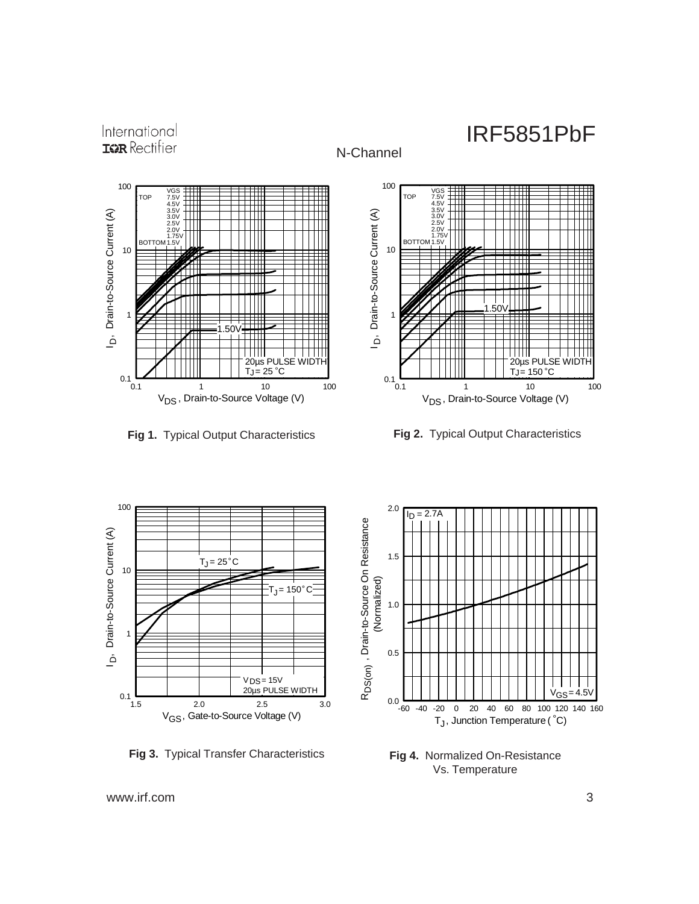N-Channel

Fig 1. Typical Output Characteristics

Fig 2. Typical Output Characteristics

Fig 3. Typical Transfer Characteristics

Fig 4. Normalized On-Resistance Vs. Temperature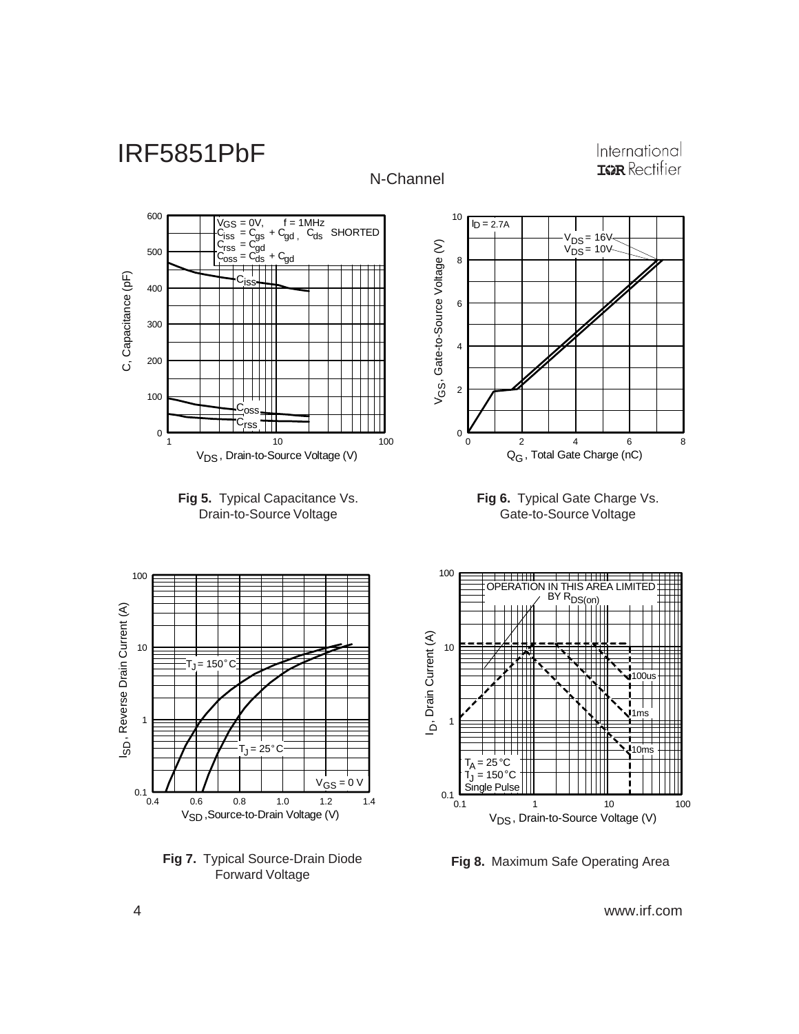N-Channel

**Fig 5.** Typical Capacitance Vs. Drain-to-Source Voltage

**Fig 6.** Typical Gate Charge Vs. Gate-to-Source Voltage

**Fig 7.** Typical Source-Drain Diode Forward Voltage

**Fig 8.** Maximum Safe Operating Area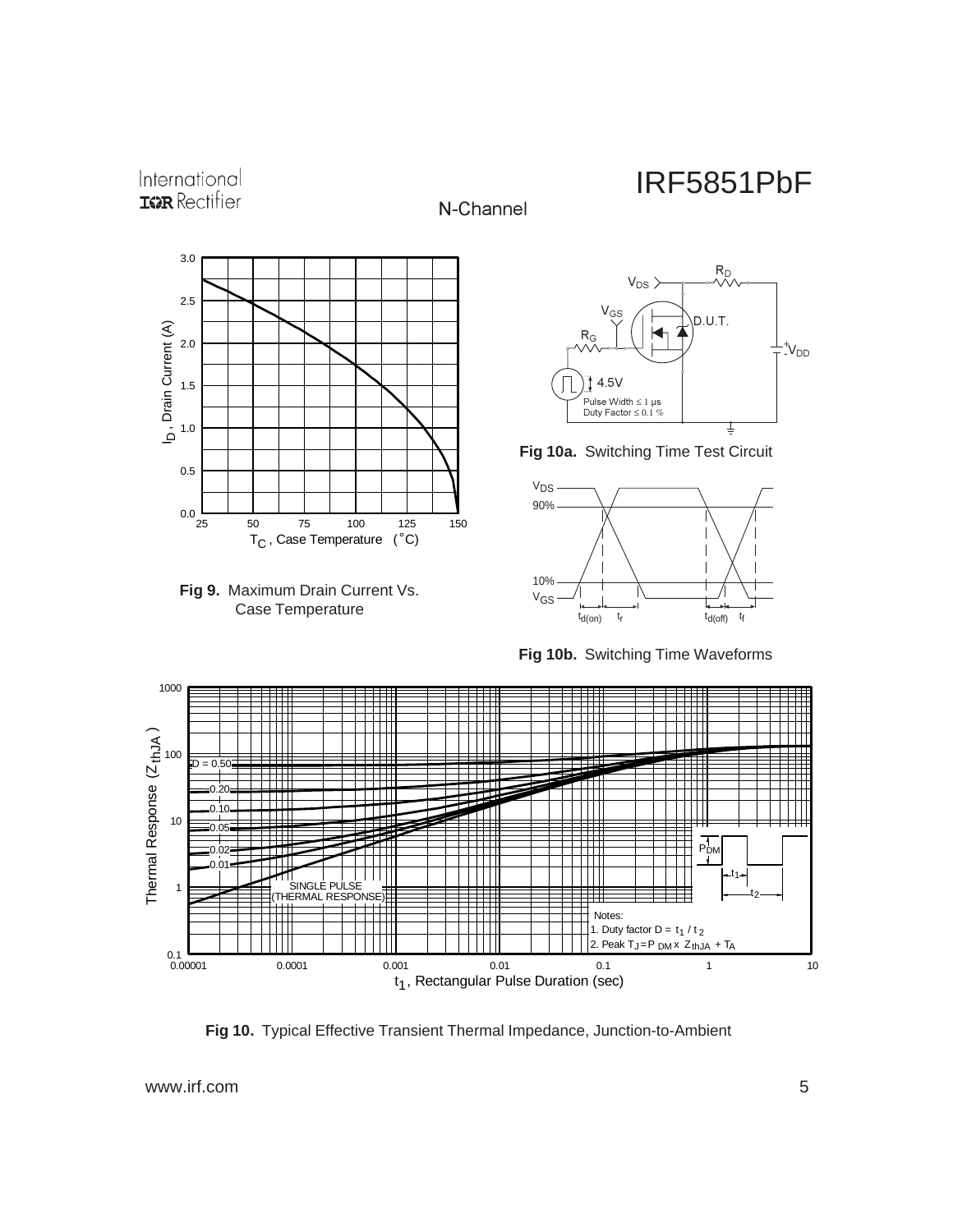N-Channel

**Fig 9.** Maximum Drain Current Vs. Case Temperature

**Fig 10a.** Switching Time Test Circuit

**Fig 10b.** Switching Time Waveforms

**Fig 10.** Typical Effective Transient Thermal Impedance, Junction-to-Ambient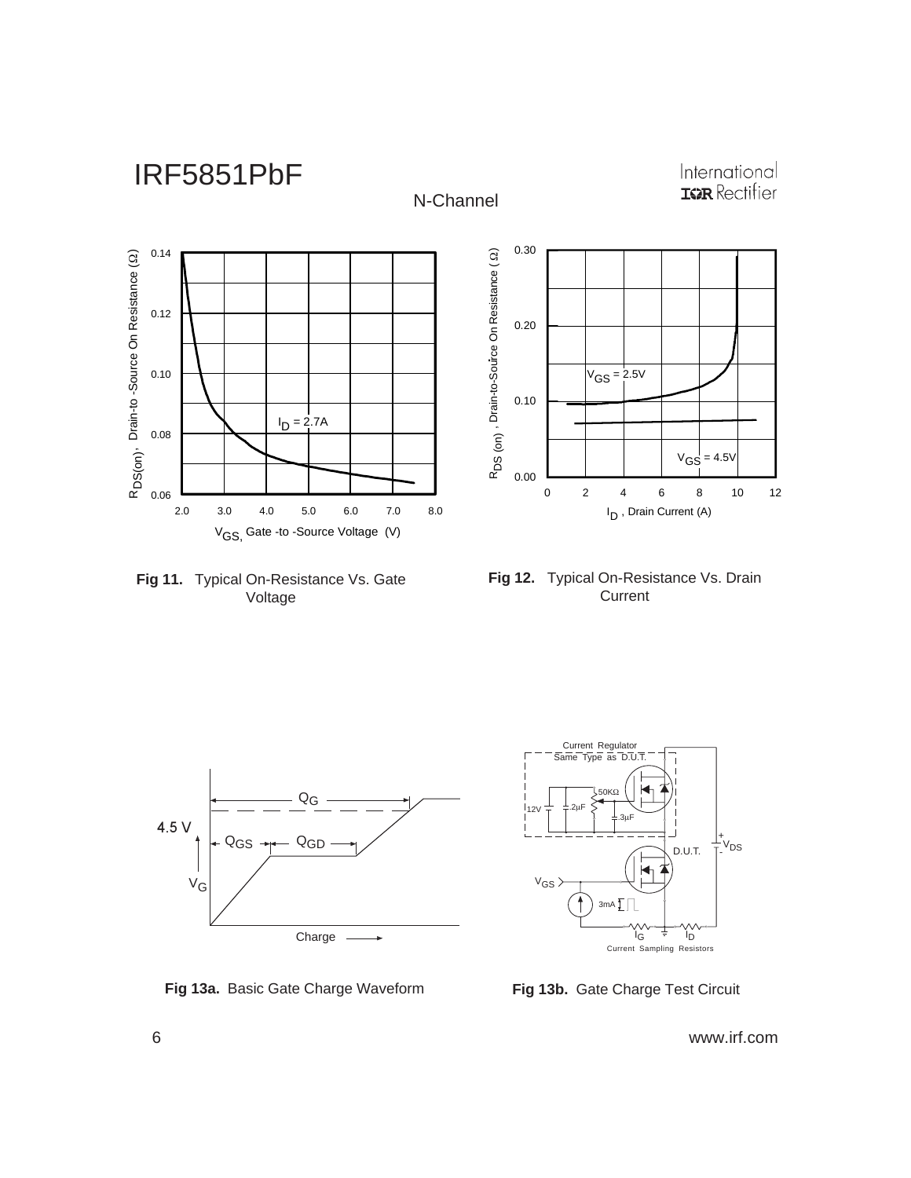N-Channel

Fig 11. Typical On-Resistance Vs. Gate Voltage

Fig 12. Typical On-Resistance Vs. Drain Current

Fig 13a. Basic Gate Charge Waveform

Fig 13b. Gate Charge Test Circuit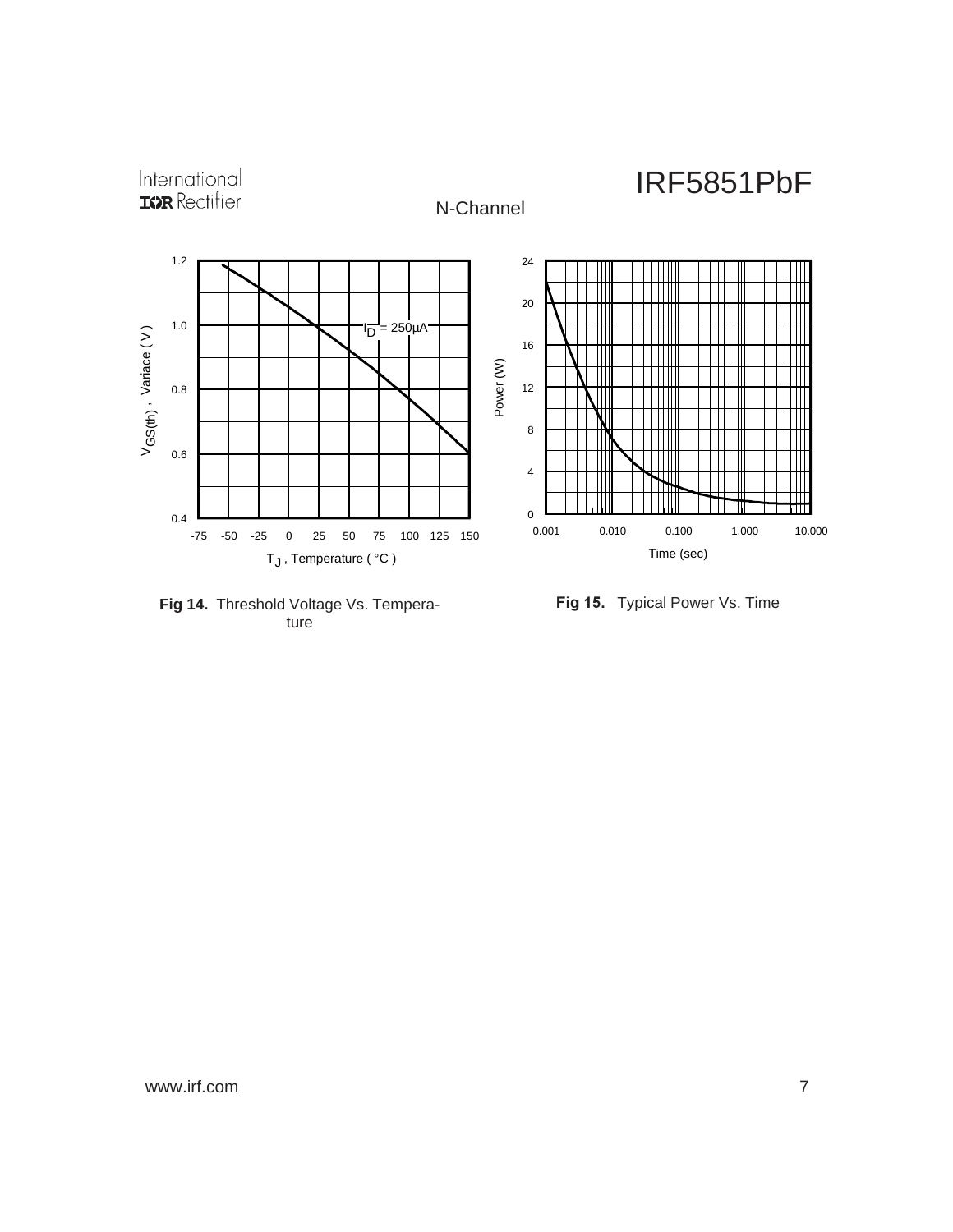N-Channel

**Fig 14.** Threshold Voltage Vs. Temperature

**Fig 15.** Typical Power Vs. Time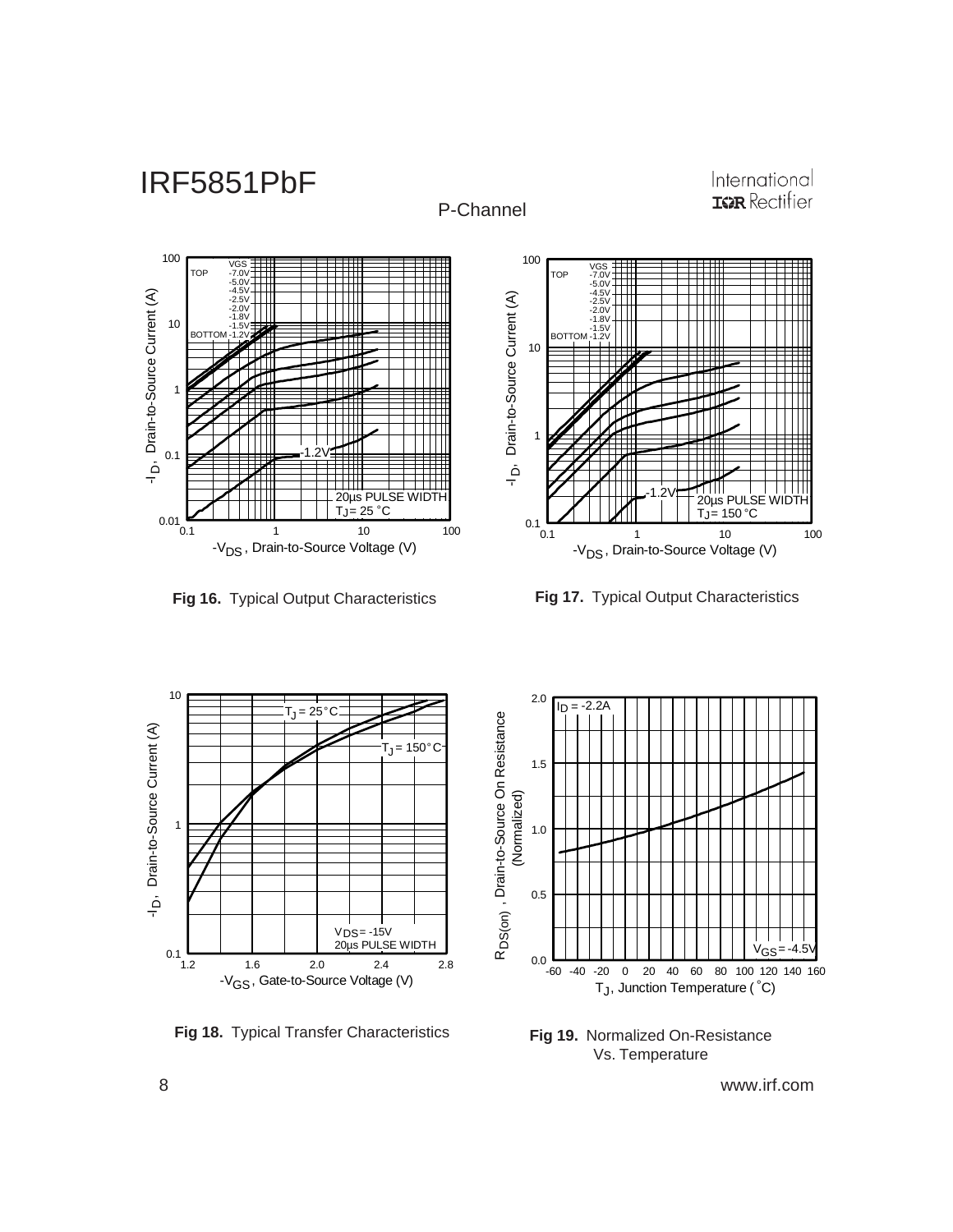P-Channel

Fig 16. Typical Output Characteristics

Fig 17. Typical Output Characteristics

Fig 18. Typical Transfer Characteristics

Fig 19. Normalized On-Resistance Vs. Temperature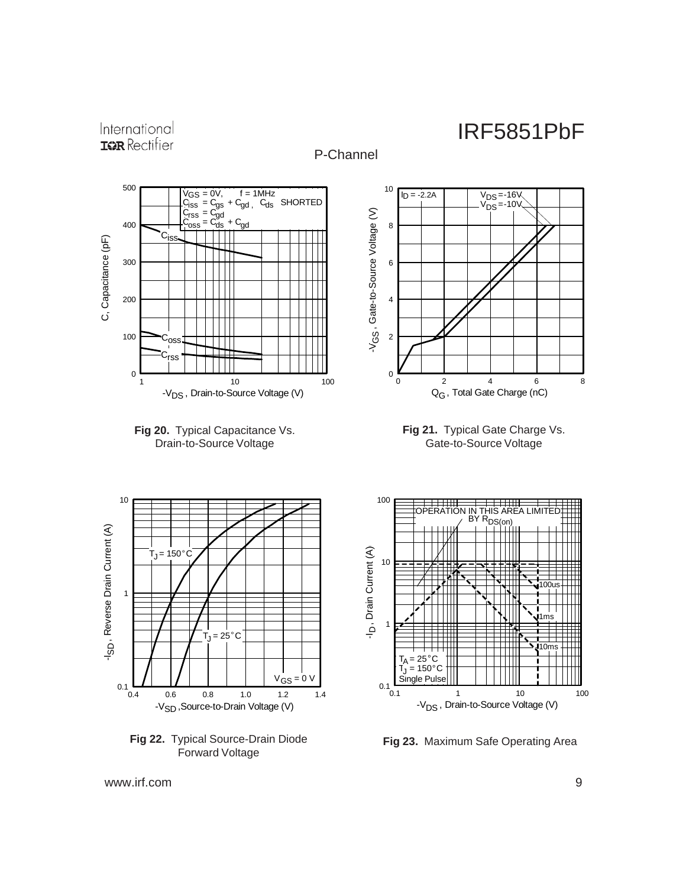P-Channel

**Fig 20.** Typical Capacitance Vs. Drain-to-Source Voltage

**Fig 21.** Typical Gate Charge Vs. Gate-to-Source Voltage

**Fig 22.** Typical Source-Drain Diode Forward Voltage

**Fig 23.** Maximum Safe Operating Area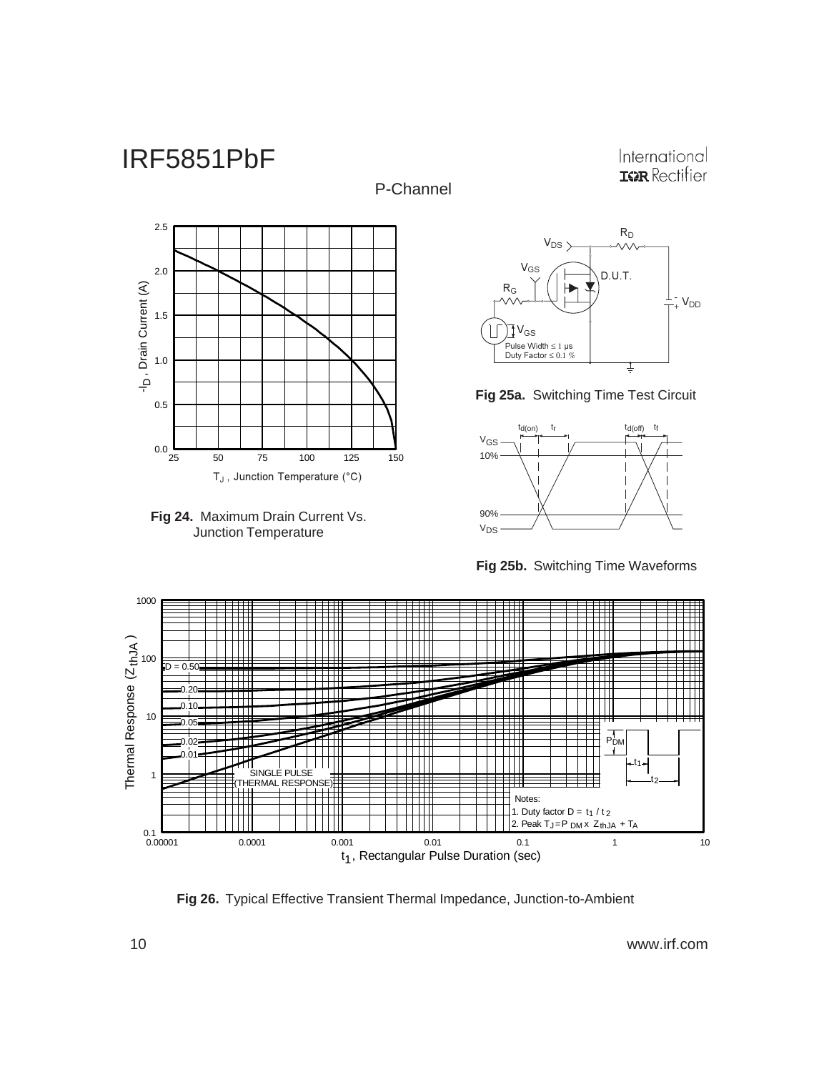P-Channel

**Fig 24.** Maximum Drain Current Vs. Junction Temperature

**Fig 25a.** Switching Time Test Circuit

**Fig 25b.** Switching Time Waveforms

**Fig 26.** Typical Effective Transient Thermal Impedance, Junction-to-Ambient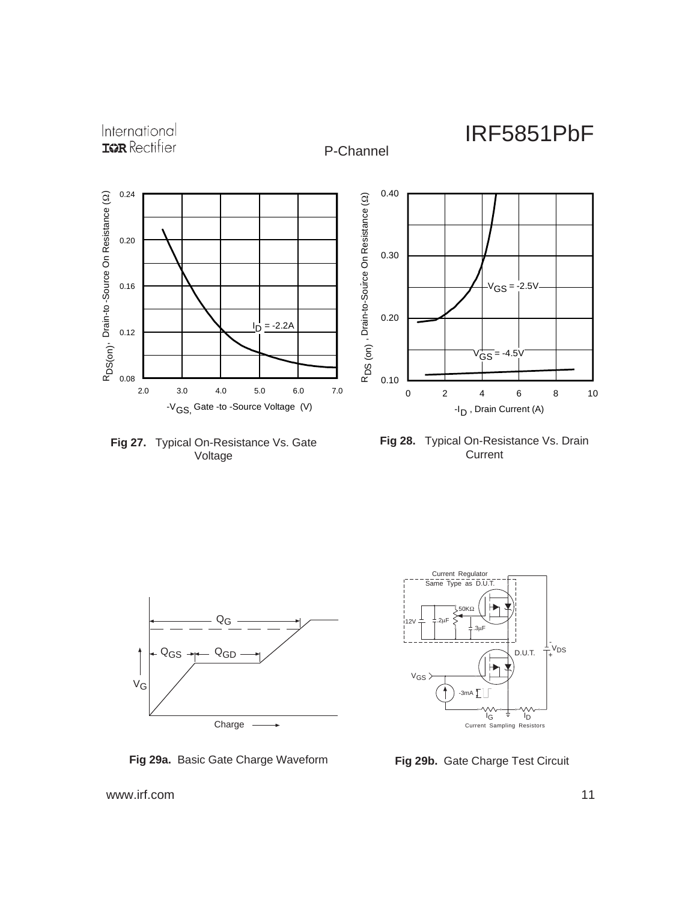P-Channel

**Fig 27.** Typical On-Resistance Vs. Gate Voltage

**Fig 28.** Typical On-Resistance Vs. Drain Current

**Fig 29a.** Basic Gate Charge Waveform

**Fig 29b.** Gate Charge Test Circuit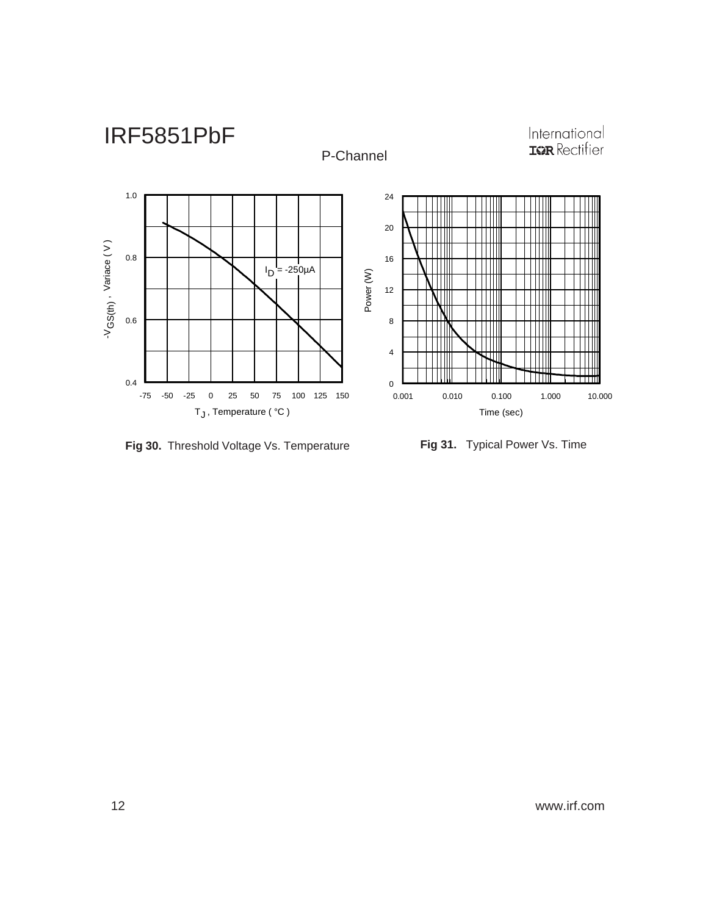P-Channel

Fig 30. Threshold Voltage Vs. Temperature

Fig 31. Typical Power Vs. Time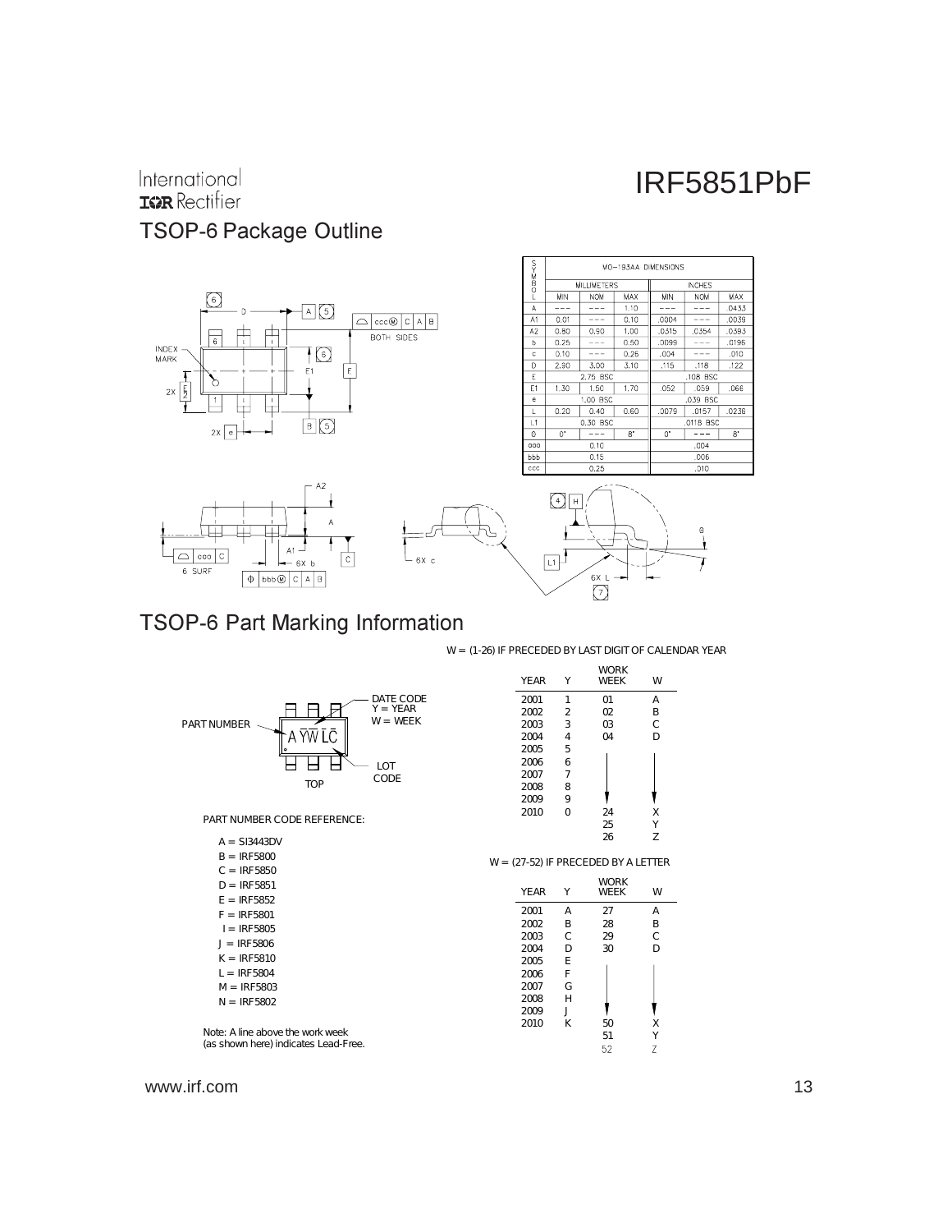## TSOP-6 Package Outline

| SYMBOL | MO-193AA DIMENSIONS | | | | | |
|---|---|---|---|---|---|---|
| | MILLIMETERS | | | INCHES | | |
| | MIN | NOM | MAX | MIN | NOM | MAX |
| A | --- | --- | 1.10 | --- | --- | .0433 |
| A1 | 0.01 | --- | 0.10 | .0004 | --- | .0039 |
| A2 | 0.80 | 0.90 | 1.00 | .0315 | .0354 | .0393 |
| b | 0.25 | --- | 0.50 | .0099 | --- | .0196 |
| c | 0.10 | --- | 0.26 | .004 | --- | .010 |
| D | 2.90 | 3.00 | 3.10 | .115 | .118 | .122 |
| E | 2.75 BSC | | | .108 BSC | | |
| E1 | 1.30 | 1.50 | 1.70 | .052 | .059 | .066 |
| e | 1.00 BSC | | | .039 BSC | | |
| L | 0.20 | 0.40 | 0.60 | .0079 | .0157 | .0236 |
| L1 | 0.30 BSC | | | .0118 BSC | | |
| θ | 0° | --- | 8° | 0° | --- | 8° |
| aaa | 0.10 | | | .004 | | |
| bbb | 0.15 | | | .006 | | |
| ccc | 0.25 | | | .010 | | |

## TSOP-6 Part Marking Information

PART NUMBER — A YW LC — DATE CODE Y = YEAR W = WEEK; LOT CODE; TOP

PART NUMBER CODE REFERENCE:

- A = SI3443DV
- B = IRF5800
- C = IRF5850
- D = IRF5851
- E = IRF5852
- F = IRF5801
- I = IRF5805
- J = IRF5806
- K = IRF5810
- L = IRF5804
- M = IRF5803
- N = IRF5802

Note: A line above the work week (as shown here) indicates Lead-Free.

W = (1-26) IF PRECEDED BY LAST DIGIT OF CALENDAR YEAR

| YEAR | Y | WORK WEEK | W |
|---|---|---|---|
| 2001 | 1 | 01 | A |
| 2002 | 2 | 02 | B |
| 2003 | 3 | 03 | C |
| 2004 | 4 | 04 | D |
| 2005 | 5 | | |
| 2006 | 6 | | |
| 2007 | 7 | | |
| 2008 | 8 | | |
| 2009 | 9 | | |
| 2010 | 0 | 24 | X |
| | | 25 | Y |
| | | 26 | Z |

W = (27-52) IF PRECEDED BY A LETTER

| YEAR | Y | WORK WEEK | W |
|---|---|---|---|
| 2001 | A | 27 | A |
| 2002 | B | 28 | B |
| 2003 | C | 29 | C |
| 2004 | D | 30 | D |
| 2005 | E | | |
| 2006 | F | | |
| 2007 | G | | |
| 2008 | H | | |
| 2009 | J | | |
| 2010 | K | 50 | X |
| | | 51 | Y |
| | | 52 | Z |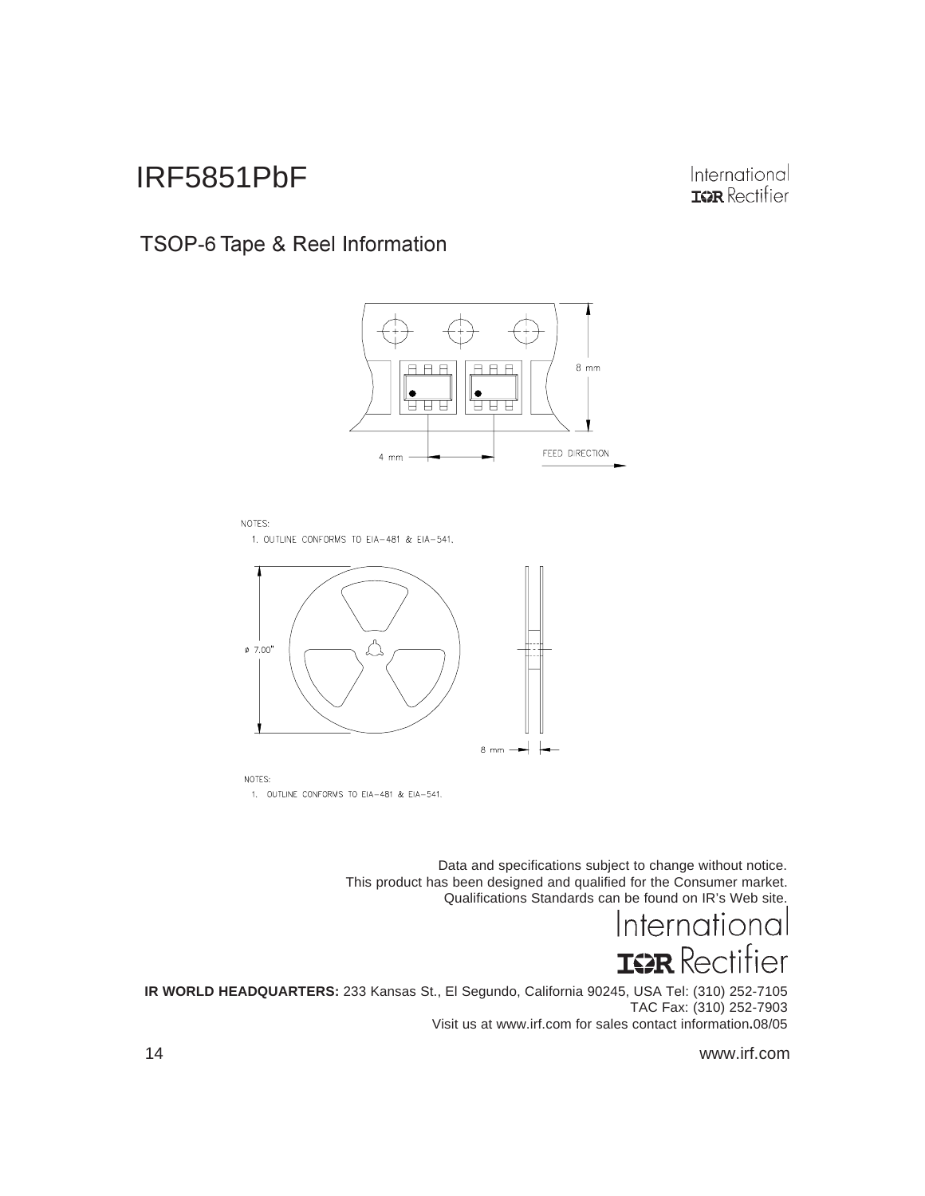## TSOP-6 Tape & Reel Information

8 mm

4 mm

FEED DIRECTION

NOTES:

1. OUTLINE CONFORMS TO EIA-481 & EIA-541.

ø 7.00"

8 mm

NOTES:

1. OUTLINE CONFORMS TO EIA-481 & EIA-541.

Data and specifications subject to change without notice.
This product has been designed and qualified for the Consumer market.
Qualifications Standards can be found on IR's Web site.

International
IOR Rectifier

**IR WORLD HEADQUARTERS:** 233 Kansas St., El Segundo, California 90245, USA Tel: (310) 252-7105
TAC Fax: (310) 252-7903
Visit us at www.irf.com for sales contact information.08/05